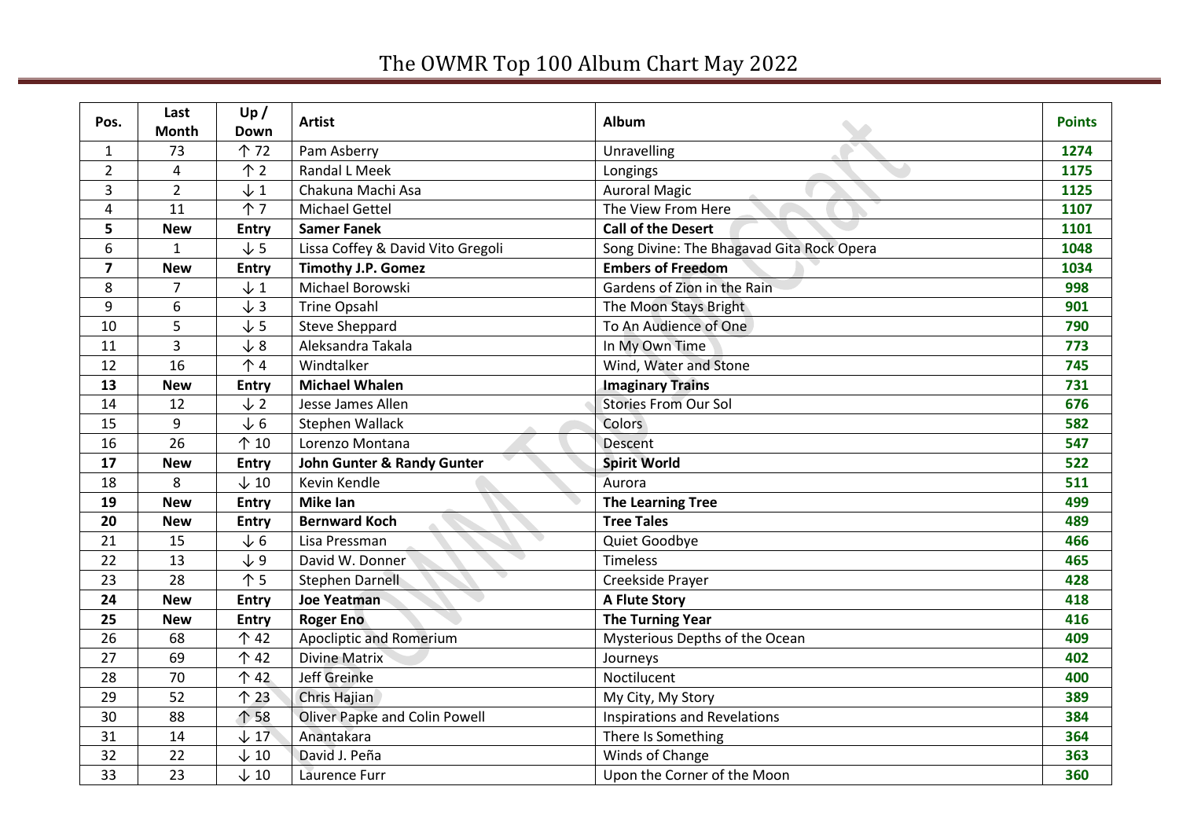# The OWMR Top 100 Album Chart May 2022

| Pos. | Last Month | Up / Down | Artist | Album | Points |
|---|---|---|---|---|---|
| 1 | 73 | ↑ 72 | Pam Asberry | Unravelling | **1274** |
| 2 | 4 | ↑ 2 | Randal L Meek | Longings | **1175** |
| 3 | 2 | ↓ 1 | Chakuna Machi Asa | Auroral Magic | **1125** |
| 4 | 11 | ↑ 7 | Michael Gettel | The View From Here | **1107** |
| **5** | **New** | **Entry** | **Samer Fanek** | **Call of the Desert** | **1101** |
| 6 | 1 | ↓ 5 | Lissa Coffey & David Vito Gregoli | Song Divine: The Bhagavad Gita Rock Opera | **1048** |
| **7** | **New** | **Entry** | **Timothy J.P. Gomez** | **Embers of Freedom** | **1034** |
| 8 | 7 | ↓ 1 | Michael Borowski | Gardens of Zion in the Rain | **998** |
| 9 | 6 | ↓ 3 | Trine Opsahl | The Moon Stays Bright | **901** |
| 10 | 5 | ↓ 5 | Steve Sheppard | To An Audience of One | **790** |
| 11 | 3 | ↓ 8 | Aleksandra Takala | In My Own Time | **773** |
| 12 | 16 | ↑ 4 | Windtalker | Wind, Water and Stone | **745** |
| **13** | **New** | **Entry** | **Michael Whalen** | **Imaginary Trains** | **731** |
| 14 | 12 | ↓ 2 | Jesse James Allen | Stories From Our Sol | **676** |
| 15 | 9 | ↓ 6 | Stephen Wallack | Colors | **582** |
| 16 | 26 | ↑ 10 | Lorenzo Montana | Descent | **547** |
| **17** | **New** | **Entry** | **John Gunter & Randy Gunter** | **Spirit World** | **522** |
| 18 | 8 | ↓ 10 | Kevin Kendle | Aurora | **511** |
| **19** | **New** | **Entry** | **Mike Ian** | **The Learning Tree** | **499** |
| **20** | **New** | **Entry** | **Bernward Koch** | **Tree Tales** | **489** |
| 21 | 15 | ↓ 6 | Lisa Pressman | Quiet Goodbye | **466** |
| 22 | 13 | ↓ 9 | David W. Donner | Timeless | **465** |
| 23 | 28 | ↑ 5 | Stephen Darnell | Creekside Prayer | **428** |
| **24** | **New** | **Entry** | **Joe Yeatman** | **A Flute Story** | **418** |
| **25** | **New** | **Entry** | **Roger Eno** | **The Turning Year** | **416** |
| 26 | 68 | ↑ 42 | Apocliptic and Romerium | Mysterious Depths of the Ocean | **409** |
| 27 | 69 | ↑ 42 | Divine Matrix | Journeys | **402** |
| 28 | 70 | ↑ 42 | Jeff Greinke | Noctilucent | **400** |
| 29 | 52 | ↑ 23 | Chris Hajian | My City, My Story | **389** |
| 30 | 88 | ↑ 58 | Oliver Papke and Colin Powell | Inspirations and Revelations | **384** |
| 31 | 14 | ↓ 17 | Anantakara | There Is Something | **364** |
| 32 | 22 | ↓ 10 | David J. Peña | Winds of Change | **363** |
| 33 | 23 | ↓ 10 | Laurence Furr | Upon the Corner of the Moon | **360** |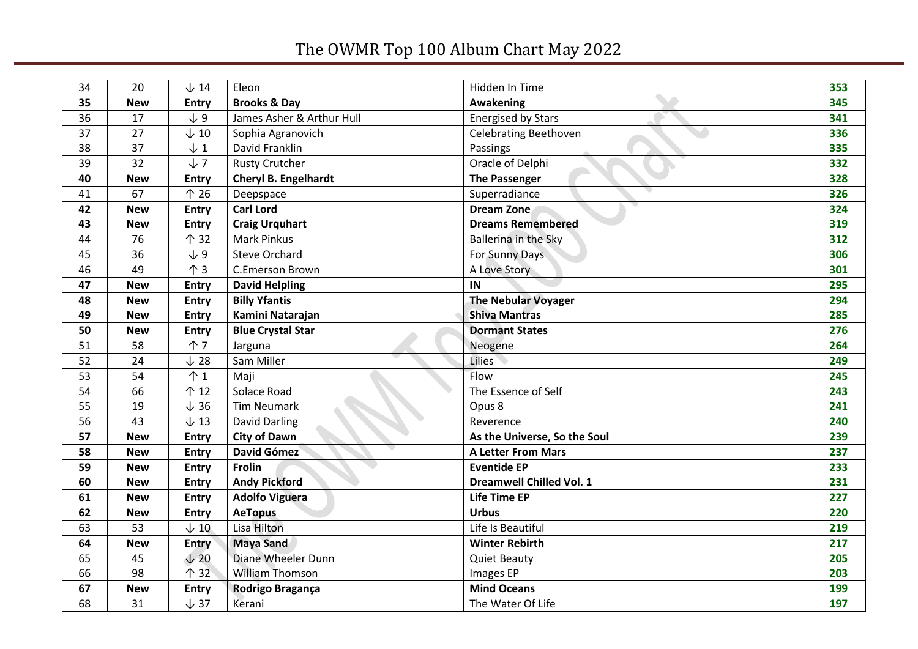# The OWMR Top 100 Album Chart May 2022

| 34 | 20 | ↓ 14 | Eleon | Hidden In Time | 353 |
|---|---|---|---|---|---|
| **35** | **New** | **Entry** | **Brooks & Day** | **Awakening** | **345** |
| 36 | 17 | ↓ 9 | James Asher & Arthur Hull | Energised by Stars | 341 |
| 37 | 27 | ↓ 10 | Sophia Agranovich | Celebrating Beethoven | 336 |
| 38 | 37 | ↓ 1 | David Franklin | Passings | 335 |
| 39 | 32 | ↓ 7 | Rusty Crutcher | Oracle of Delphi | 332 |
| **40** | **New** | **Entry** | **Cheryl B. Engelhardt** | **The Passenger** | **328** |
| 41 | 67 | ↑ 26 | Deepspace | Superradiance | 326 |
| **42** | **New** | **Entry** | **Carl Lord** | **Dream Zone** | **324** |
| **43** | **New** | **Entry** | **Craig Urquhart** | **Dreams Remembered** | **319** |
| 44 | 76 | ↑ 32 | Mark Pinkus | Ballerina in the Sky | 312 |
| 45 | 36 | ↓ 9 | Steve Orchard | For Sunny Days | 306 |
| 46 | 49 | ↑ 3 | C.Emerson Brown | A Love Story | 301 |
| **47** | **New** | **Entry** | **David Helpling** | **IN** | **295** |
| **48** | **New** | **Entry** | **Billy Yfantis** | **The Nebular Voyager** | **294** |
| **49** | **New** | **Entry** | **Kamini Natarajan** | **Shiva Mantras** | **285** |
| **50** | **New** | **Entry** | **Blue Crystal Star** | **Dormant States** | **276** |
| 51 | 58 | ↑ 7 | Jarguna | Neogene | 264 |
| 52 | 24 | ↓ 28 | Sam Miller | Lilies | 249 |
| 53 | 54 | ↑ 1 | Maji | Flow | 245 |
| 54 | 66 | ↑ 12 | Solace Road | The Essence of Self | 243 |
| 55 | 19 | ↓ 36 | Tim Neumark | Opus 8 | 241 |
| 56 | 43 | ↓ 13 | David Darling | Reverence | 240 |
| **57** | **New** | **Entry** | **City of Dawn** | **As the Universe, So the Soul** | **239** |
| **58** | **New** | **Entry** | **David Gómez** | **A Letter From Mars** | **237** |
| **59** | **New** | **Entry** | **Frolin** | **Eventide EP** | **233** |
| **60** | **New** | **Entry** | **Andy Pickford** | **Dreamwell Chilled Vol. 1** | **231** |
| **61** | **New** | **Entry** | **Adolfo Viguera** | **Life Time EP** | **227** |
| **62** | **New** | **Entry** | **AeTopus** | **Urbus** | **220** |
| 63 | 53 | ↓ 10 | Lisa Hilton | Life Is Beautiful | 219 |
| **64** | **New** | **Entry** | **Maya Sand** | **Winter Rebirth** | **217** |
| 65 | 45 | ↓ 20 | Diane Wheeler Dunn | Quiet Beauty | 205 |
| 66 | 98 | ↑ 32 | William Thomson | Images EP | 203 |
| **67** | **New** | **Entry** | **Rodrigo Bragança** | **Mind Oceans** | **199** |
| 68 | 31 | ↓ 37 | Kerani | The Water Of Life | 197 |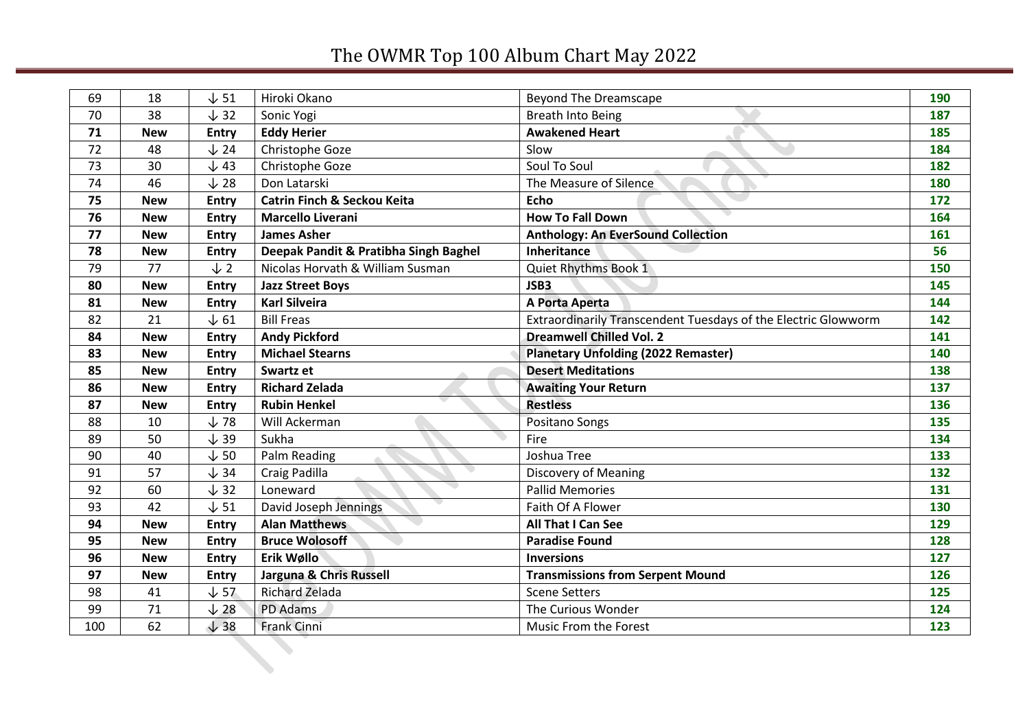# The OWMR Top 100 Album Chart May 2022

| | | | | | |
|---|---|---|---|---|---|
| 69 | 18 | ↓ 51 | Hiroki Okano | Beyond The Dreamscape | **190** |
| 70 | 38 | ↓ 32 | Sonic Yogi | Breath Into Being | **187** |
| **71** | **New** | **Entry** | **Eddy Herier** | **Awakened Heart** | **185** |
| 72 | 48 | ↓ 24 | Christophe Goze | Slow | **184** |
| 73 | 30 | ↓ 43 | Christophe Goze | Soul To Soul | **182** |
| 74 | 46 | ↓ 28 | Don Latarski | The Measure of Silence | **180** |
| **75** | **New** | **Entry** | **Catrin Finch & Seckou Keita** | **Echo** | **172** |
| **76** | **New** | **Entry** | **Marcello Liverani** | **How To Fall Down** | **164** |
| **77** | **New** | **Entry** | **James Asher** | **Anthology: An EverSound Collection** | **161** |
| **78** | **New** | **Entry** | **Deepak Pandit & Pratibha Singh Baghel** | **Inheritance** | **56** |
| 79 | 77 | ↓ 2 | Nicolas Horvath & William Susman | Quiet Rhythms Book 1 | **150** |
| **80** | **New** | **Entry** | **Jazz Street Boys** | **JSB3** | **145** |
| **81** | **New** | **Entry** | **Karl Silveira** | **A Porta Aperta** | **144** |
| 82 | 21 | ↓ 61 | Bill Freas | Extraordinarily Transcendent Tuesdays of the Electric Glowworm | **142** |
| **84** | **New** | **Entry** | **Andy Pickford** | **Dreamwell Chilled Vol. 2** | **141** |
| **83** | **New** | **Entry** | **Michael Stearns** | **Planetary Unfolding (2022 Remaster)** | **140** |
| **85** | **New** | **Entry** | **Swartz et** | **Desert Meditations** | **138** |
| **86** | **New** | **Entry** | **Richard Zelada** | **Awaiting Your Return** | **137** |
| **87** | **New** | **Entry** | **Rubin Henkel** | **Restless** | **136** |
| 88 | 10 | ↓ 78 | Will Ackerman | Positano Songs | **135** |
| 89 | 50 | ↓ 39 | Sukha | Fire | **134** |
| 90 | 40 | ↓ 50 | Palm Reading | Joshua Tree | **133** |
| 91 | 57 | ↓ 34 | Craig Padilla | Discovery of Meaning | **132** |
| 92 | 60 | ↓ 32 | Loneward | Pallid Memories | **131** |
| 93 | 42 | ↓ 51 | David Joseph Jennings | Faith Of A Flower | **130** |
| **94** | **New** | **Entry** | **Alan Matthews** | **All That I Can See** | **129** |
| **95** | **New** | **Entry** | **Bruce Wolosoff** | **Paradise Found** | **128** |
| **96** | **New** | **Entry** | **Erik Wøllo** | **Inversions** | **127** |
| **97** | **New** | **Entry** | **Jarguna & Chris Russell** | **Transmissions from Serpent Mound** | **126** |
| 98 | 41 | ↓ 57 | Richard Zelada | Scene Setters | **125** |
| 99 | 71 | ↓ 28 | PD Adams | The Curious Wonder | **124** |
| 100 | 62 | ↓ 38 | Frank Cinni | Music From the Forest | **123** |